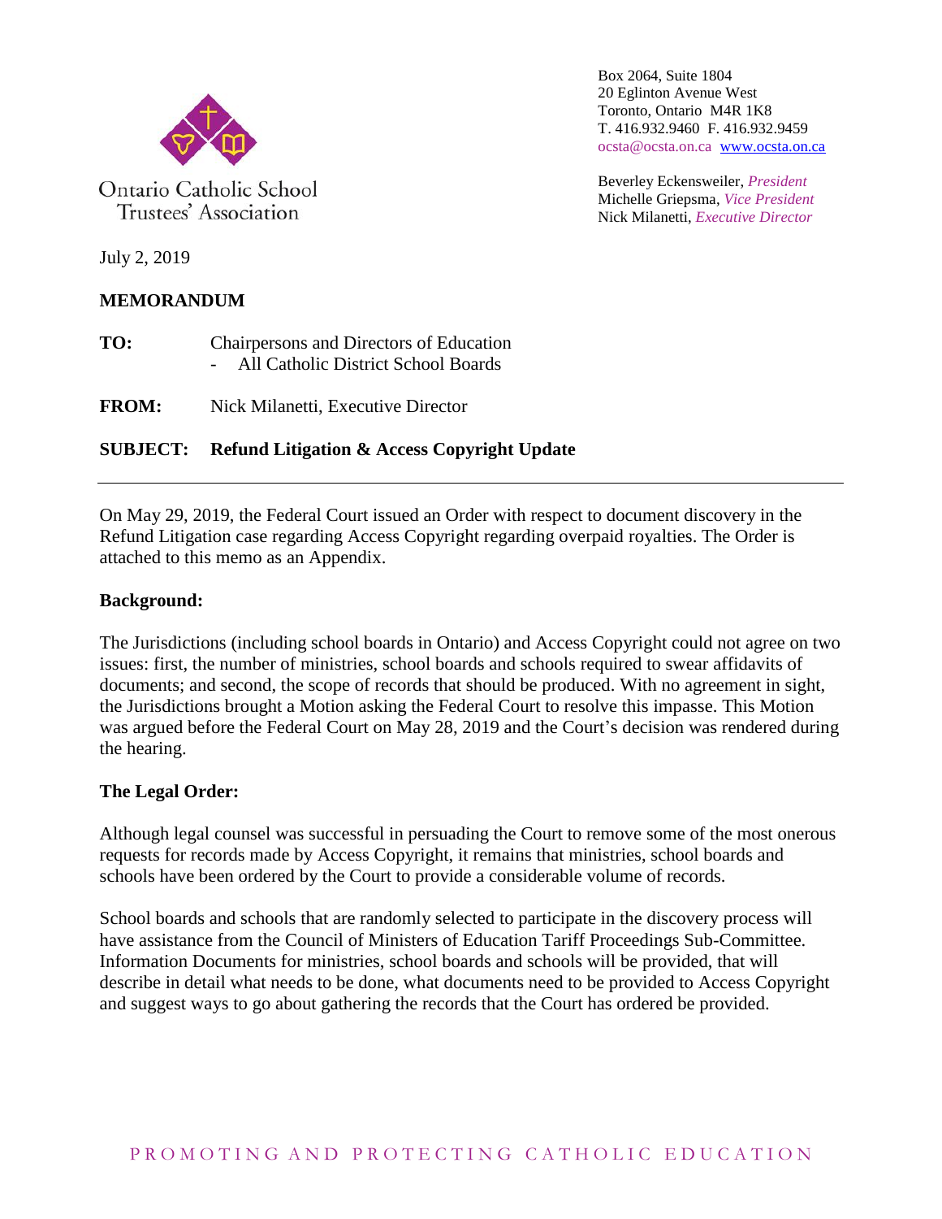Ontario Catholic School Trustees' Association

Box 2064, Suite 1804
20 Eglinton Avenue West
Toronto, Ontario M4R 1K8
T. 416.932.9460 F. 416.932.9459
ocsta@ocsta.on.ca www.ocsta.on.ca

Beverley Eckensweiler, *President*
Michelle Griepsma, *Vice President*
Nick Milanetti, *Executive Director*

July 2, 2019

**MEMORANDUM**

**TO:** Chairpersons and Directors of Education
- All Catholic District School Boards

**FROM:** Nick Milanetti, Executive Director

**SUBJECT: Refund Litigation & Access Copyright Update**

---

On May 29, 2019, the Federal Court issued an Order with respect to document discovery in the Refund Litigation case regarding Access Copyright regarding overpaid royalties. The Order is attached to this memo as an Appendix.

**Background:**

The Jurisdictions (including school boards in Ontario) and Access Copyright could not agree on two issues: first, the number of ministries, school boards and schools required to swear affidavits of documents; and second, the scope of records that should be produced. With no agreement in sight, the Jurisdictions brought a Motion asking the Federal Court to resolve this impasse. This Motion was argued before the Federal Court on May 28, 2019 and the Court's decision was rendered during the hearing.

**The Legal Order:**

Although legal counsel was successful in persuading the Court to remove some of the most onerous requests for records made by Access Copyright, it remains that ministries, school boards and schools have been ordered by the Court to provide a considerable volume of records.

School boards and schools that are randomly selected to participate in the discovery process will have assistance from the Council of Ministers of Education Tariff Proceedings Sub-Committee. Information Documents for ministries, school boards and schools will be provided, that will describe in detail what needs to be done, what documents need to be provided to Access Copyright and suggest ways to go about gathering the records that the Court has ordered be provided.

PROMOTING AND PROTECTING CATHOLIC EDUCATION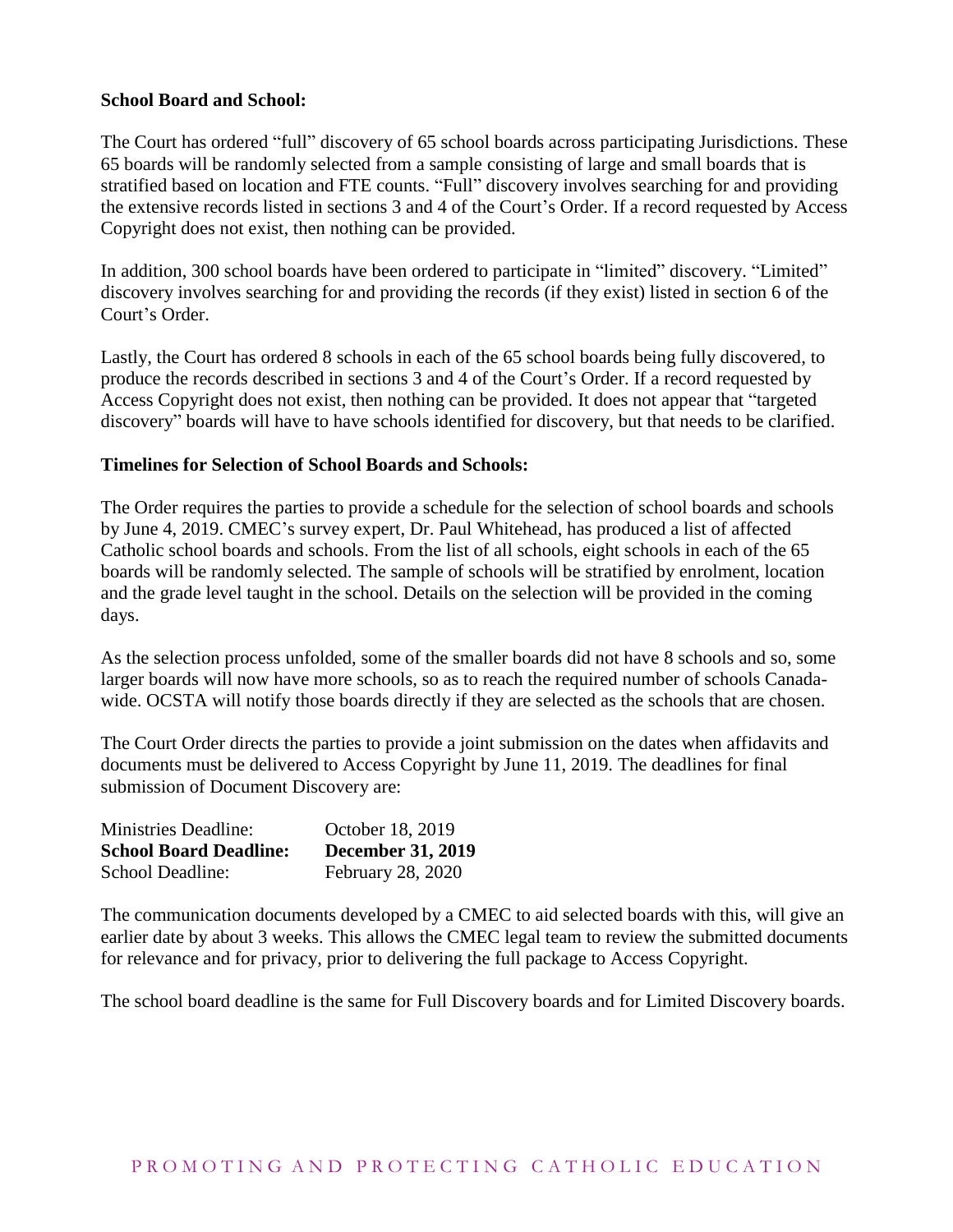**School Board and School:**

The Court has ordered "full" discovery of 65 school boards across participating Jurisdictions. These 65 boards will be randomly selected from a sample consisting of large and small boards that is stratified based on location and FTE counts. "Full" discovery involves searching for and providing the extensive records listed in sections 3 and 4 of the Court's Order. If a record requested by Access Copyright does not exist, then nothing can be provided.

In addition, 300 school boards have been ordered to participate in "limited" discovery. "Limited" discovery involves searching for and providing the records (if they exist) listed in section 6 of the Court's Order.

Lastly, the Court has ordered 8 schools in each of the 65 school boards being fully discovered, to produce the records described in sections 3 and 4 of the Court's Order. If a record requested by Access Copyright does not exist, then nothing can be provided. It does not appear that "targeted discovery" boards will have to have schools identified for discovery, but that needs to be clarified.

**Timelines for Selection of School Boards and Schools:**

The Order requires the parties to provide a schedule for the selection of school boards and schools by June 4, 2019. CMEC's survey expert, Dr. Paul Whitehead, has produced a list of affected Catholic school boards and schools. From the list of all schools, eight schools in each of the 65 boards will be randomly selected. The sample of schools will be stratified by enrolment, location and the grade level taught in the school. Details on the selection will be provided in the coming days.

As the selection process unfolded, some of the smaller boards did not have 8 schools and so, some larger boards will now have more schools, so as to reach the required number of schools Canada-wide. OCSTA will notify those boards directly if they are selected as the schools that are chosen.

The Court Order directs the parties to provide a joint submission on the dates when affidavits and documents must be delivered to Access Copyright by June 11, 2019. The deadlines for final submission of Document Discovery are:

| | |
|---|---|
| Ministries Deadline: | October 18, 2019 |
| **School Board Deadline:** | **December 31, 2019** |
| School Deadline: | February 28, 2020 |

The communication documents developed by a CMEC to aid selected boards with this, will give an earlier date by about 3 weeks. This allows the CMEC legal team to review the submitted documents for relevance and for privacy, prior to delivering the full package to Access Copyright.

The school board deadline is the same for Full Discovery boards and for Limited Discovery boards.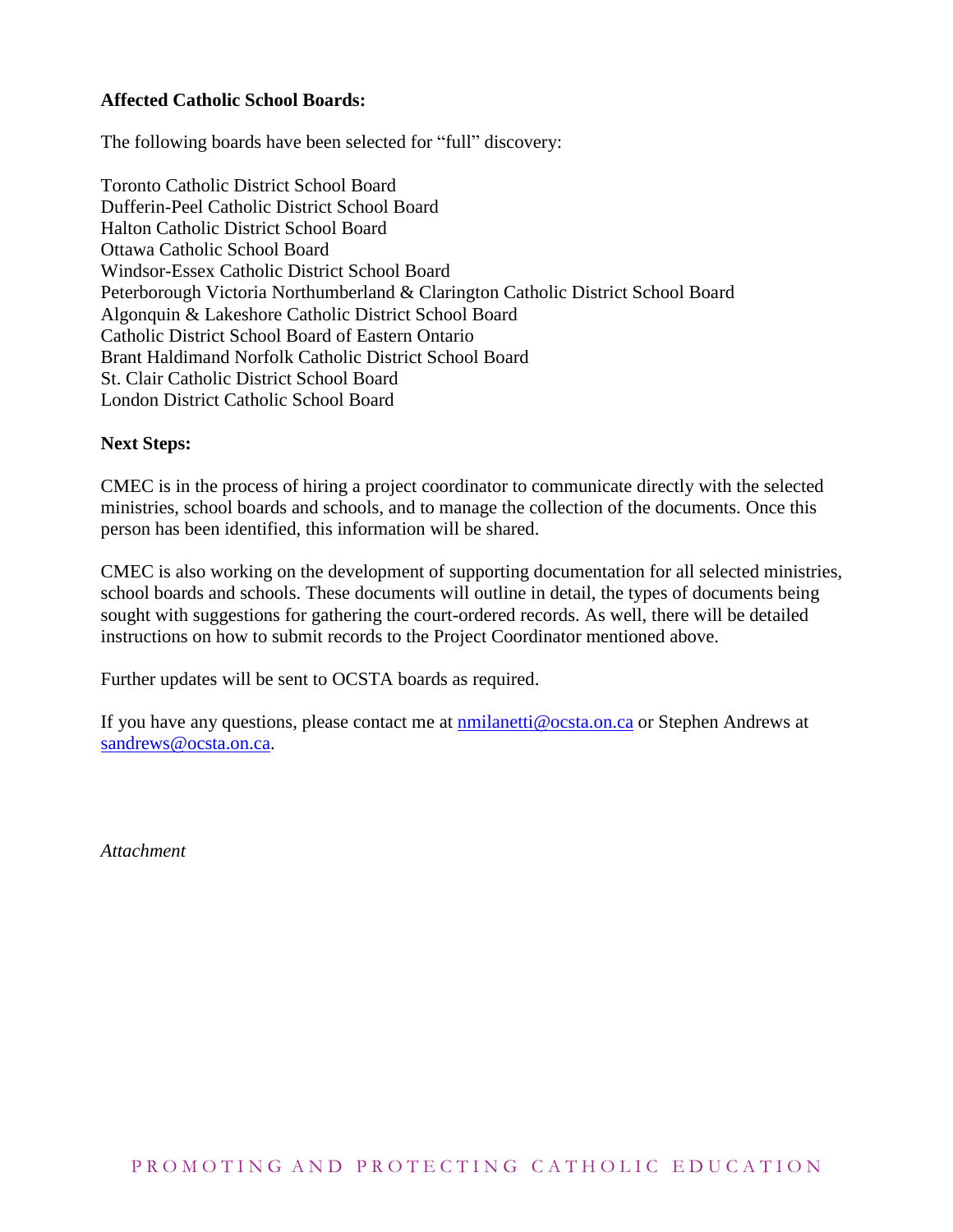**Affected Catholic School Boards:**

The following boards have been selected for "full" discovery:

Toronto Catholic District School Board
Dufferin-Peel Catholic District School Board
Halton Catholic District School Board
Ottawa Catholic School Board
Windsor-Essex Catholic District School Board
Peterborough Victoria Northumberland & Clarington Catholic District School Board
Algonquin & Lakeshore Catholic District School Board
Catholic District School Board of Eastern Ontario
Brant Haldimand Norfolk Catholic District School Board
St. Clair Catholic District School Board
London District Catholic School Board

**Next Steps:**

CMEC is in the process of hiring a project coordinator to communicate directly with the selected ministries, school boards and schools, and to manage the collection of the documents. Once this person has been identified, this information will be shared.

CMEC is also working on the development of supporting documentation for all selected ministries, school boards and schools. These documents will outline in detail, the types of documents being sought with suggestions for gathering the court-ordered records. As well, there will be detailed instructions on how to submit records to the Project Coordinator mentioned above.

Further updates will be sent to OCSTA boards as required.

If you have any questions, please contact me at nmilanetti@ocsta.on.ca or Stephen Andrews at sandrews@ocsta.on.ca.

*Attachment*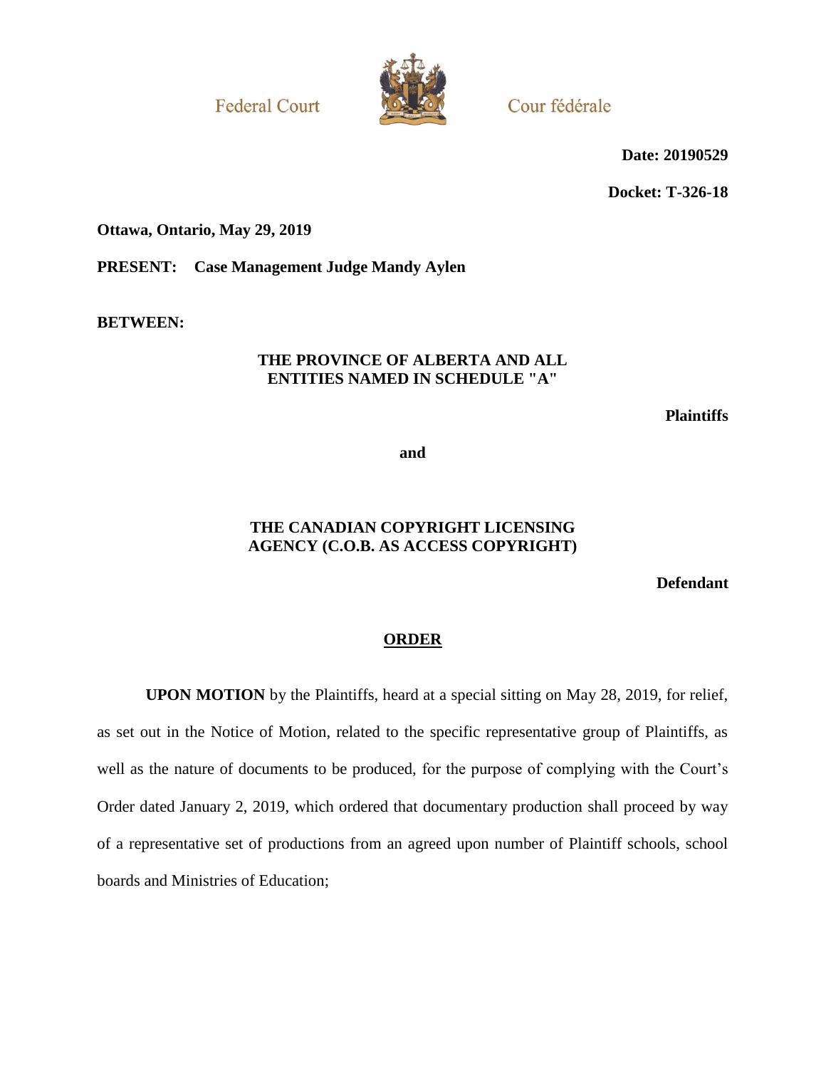Federal Court

Cour fédérale

**Date: 20190529**

**Docket: T-326-18**

**Ottawa, Ontario, May 29, 2019**

**PRESENT: Case Management Judge Mandy Aylen**

**BETWEEN:**

**THE PROVINCE OF ALBERTA AND ALL ENTITIES NAMED IN SCHEDULE "A"**

**Plaintiffs**

**and**

**THE CANADIAN COPYRIGHT LICENSING AGENCY (C.O.B. AS ACCESS COPYRIGHT)**

**Defendant**

**ORDER**

**UPON MOTION** by the Plaintiffs, heard at a special sitting on May 28, 2019, for relief, as set out in the Notice of Motion, related to the specific representative group of Plaintiffs, as well as the nature of documents to be produced, for the purpose of complying with the Court's Order dated January 2, 2019, which ordered that documentary production shall proceed by way of a representative set of productions from an agreed upon number of Plaintiff schools, school boards and Ministries of Education;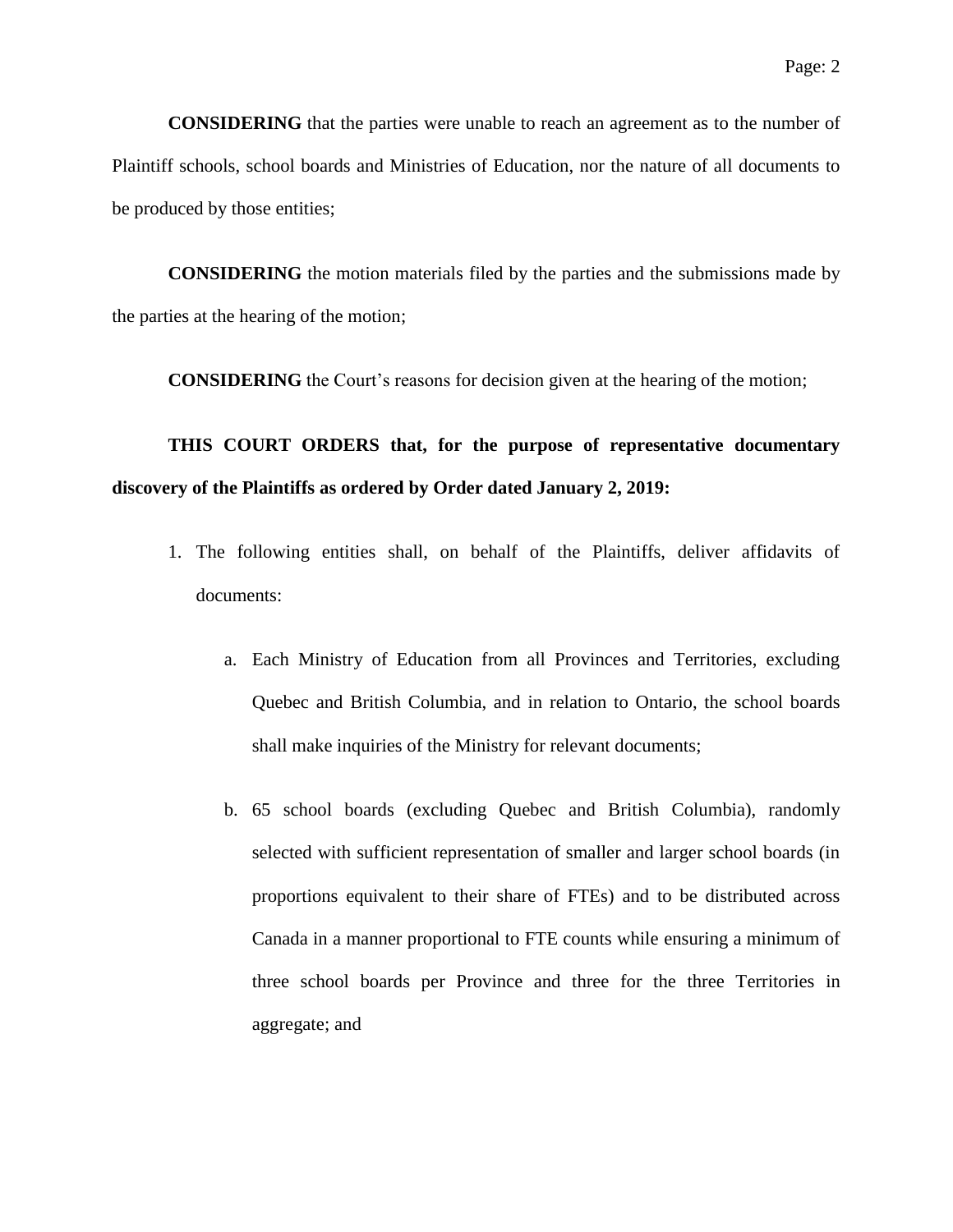**CONSIDERING** that the parties were unable to reach an agreement as to the number of Plaintiff schools, school boards and Ministries of Education, nor the nature of all documents to be produced by those entities;

**CONSIDERING** the motion materials filed by the parties and the submissions made by the parties at the hearing of the motion;

**CONSIDERING** the Court's reasons for decision given at the hearing of the motion;

**THIS COURT ORDERS that, for the purpose of representative documentary discovery of the Plaintiffs as ordered by Order dated January 2, 2019:**

1. The following entities shall, on behalf of the Plaintiffs, deliver affidavits of documents:

   a. Each Ministry of Education from all Provinces and Territories, excluding Quebec and British Columbia, and in relation to Ontario, the school boards shall make inquiries of the Ministry for relevant documents;

   b. 65 school boards (excluding Quebec and British Columbia), randomly selected with sufficient representation of smaller and larger school boards (in proportions equivalent to their share of FTEs) and to be distributed across Canada in a manner proportional to FTE counts while ensuring a minimum of three school boards per Province and three for the three Territories in aggregate; and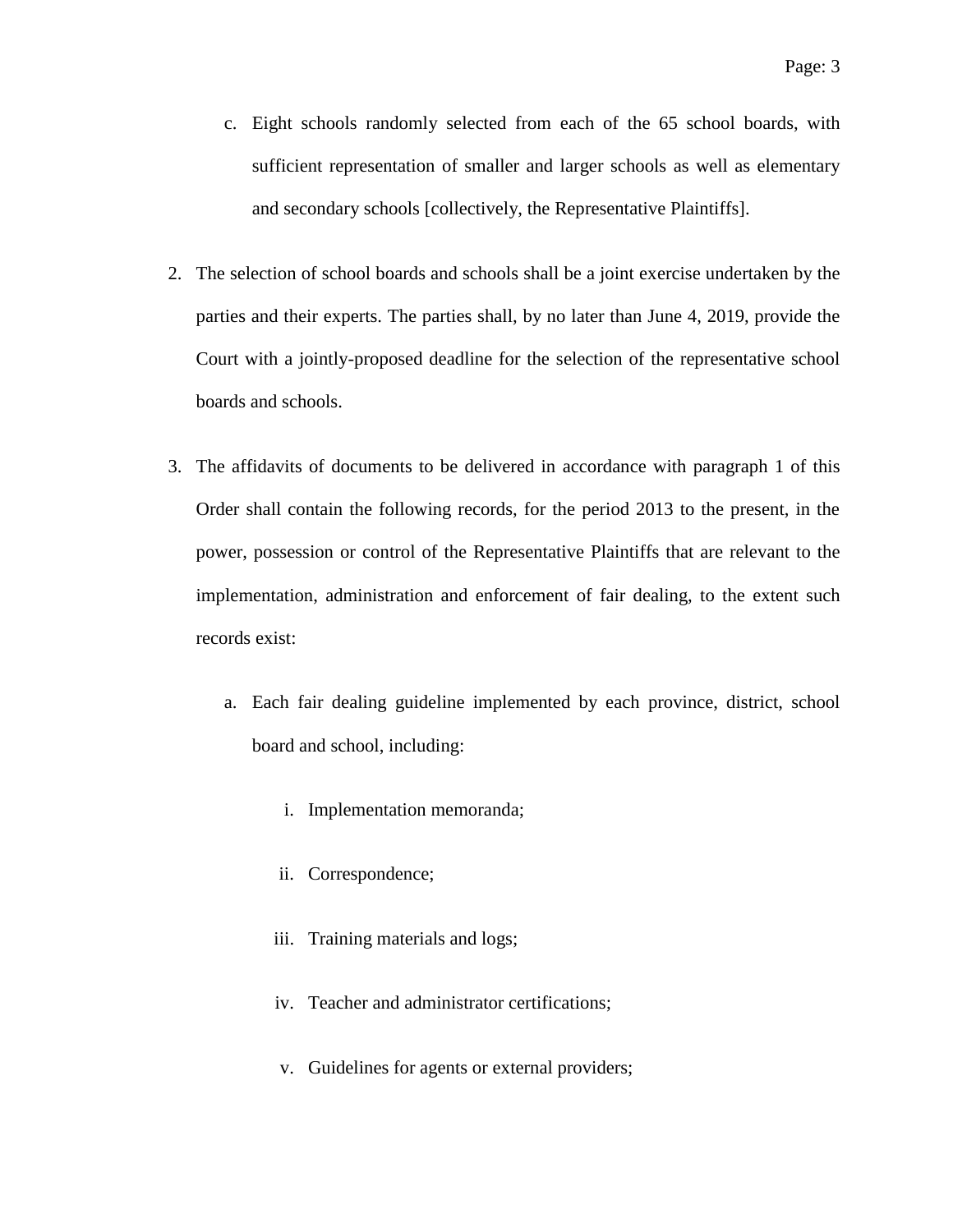c. Eight schools randomly selected from each of the 65 school boards, with sufficient representation of smaller and larger schools as well as elementary and secondary schools [collectively, the Representative Plaintiffs].

2. The selection of school boards and schools shall be a joint exercise undertaken by the parties and their experts. The parties shall, by no later than June 4, 2019, provide the Court with a jointly-proposed deadline for the selection of the representative school boards and schools.

3. The affidavits of documents to be delivered in accordance with paragraph 1 of this Order shall contain the following records, for the period 2013 to the present, in the power, possession or control of the Representative Plaintiffs that are relevant to the implementation, administration and enforcement of fair dealing, to the extent such records exist:

   a. Each fair dealing guideline implemented by each province, district, school board and school, including:

      i. Implementation memoranda;

      ii. Correspondence;

      iii. Training materials and logs;

      iv. Teacher and administrator certifications;

      v. Guidelines for agents or external providers;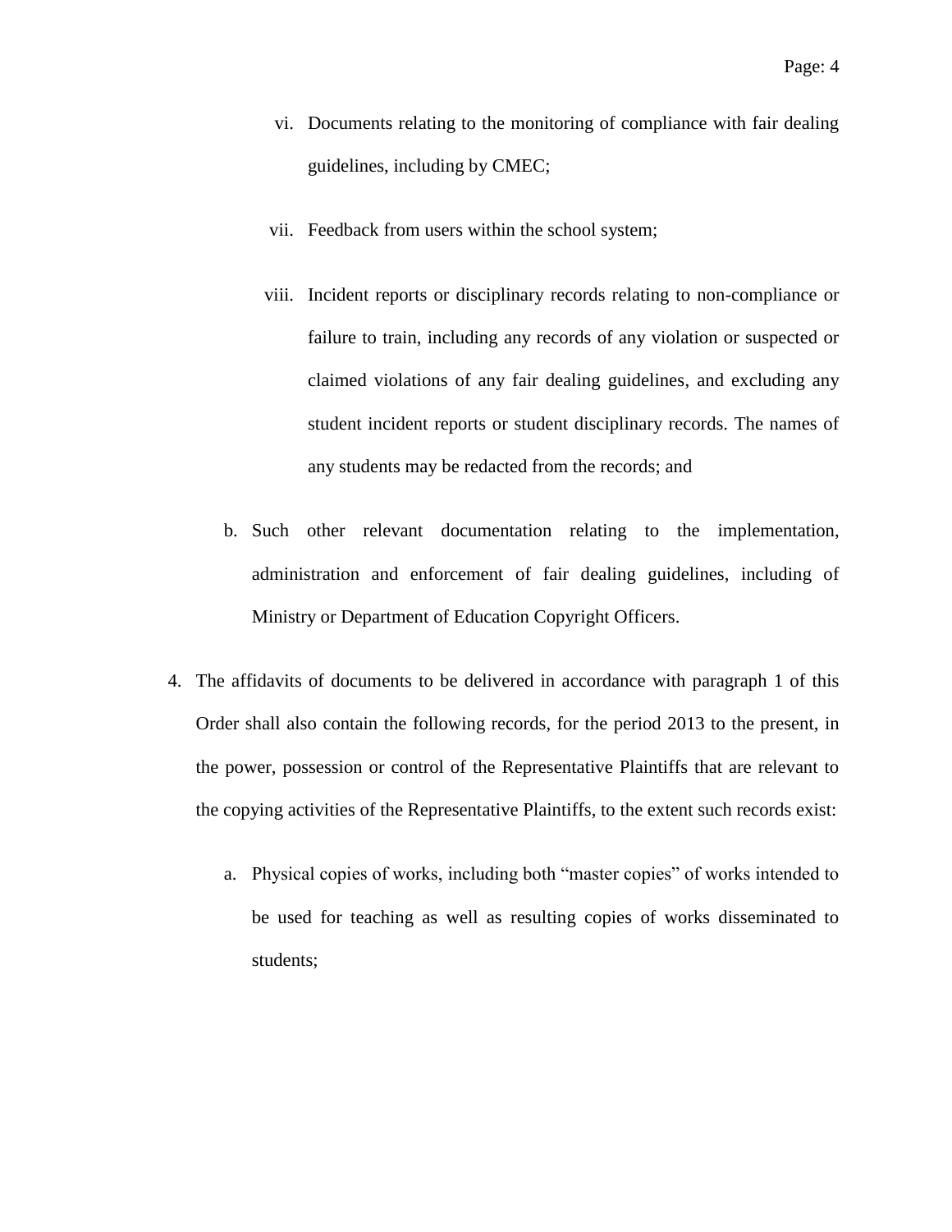vi. Documents relating to the monitoring of compliance with fair dealing guidelines, including by CMEC;

vii. Feedback from users within the school system;

viii. Incident reports or disciplinary records relating to non-compliance or failure to train, including any records of any violation or suspected or claimed violations of any fair dealing guidelines, and excluding any student incident reports or student disciplinary records. The names of any students may be redacted from the records; and

b. Such other relevant documentation relating to the implementation, administration and enforcement of fair dealing guidelines, including of Ministry or Department of Education Copyright Officers.

4. The affidavits of documents to be delivered in accordance with paragraph 1 of this Order shall also contain the following records, for the period 2013 to the present, in the power, possession or control of the Representative Plaintiffs that are relevant to the copying activities of the Representative Plaintiffs, to the extent such records exist:

   a. Physical copies of works, including both "master copies" of works intended to be used for teaching as well as resulting copies of works disseminated to students;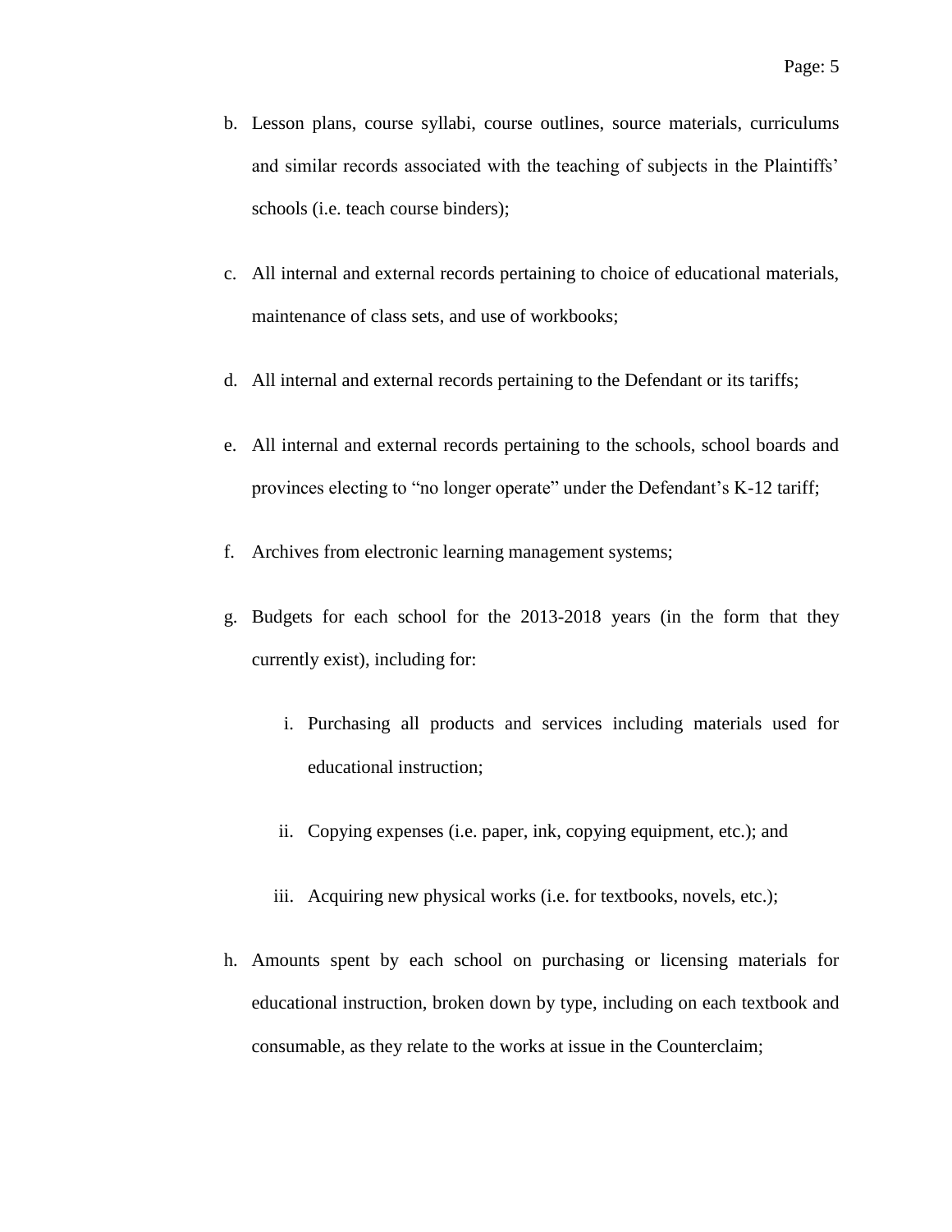b. Lesson plans, course syllabi, course outlines, source materials, curriculums and similar records associated with the teaching of subjects in the Plaintiffs' schools (i.e. teach course binders);

c. All internal and external records pertaining to choice of educational materials, maintenance of class sets, and use of workbooks;

d. All internal and external records pertaining to the Defendant or its tariffs;

e. All internal and external records pertaining to the schools, school boards and provinces electing to "no longer operate" under the Defendant's K-12 tariff;

f. Archives from electronic learning management systems;

g. Budgets for each school for the 2013-2018 years (in the form that they currently exist), including for:

   i. Purchasing all products and services including materials used for educational instruction;

   ii. Copying expenses (i.e. paper, ink, copying equipment, etc.); and

   iii. Acquiring new physical works (i.e. for textbooks, novels, etc.);

h. Amounts spent by each school on purchasing or licensing materials for educational instruction, broken down by type, including on each textbook and consumable, as they relate to the works at issue in the Counterclaim;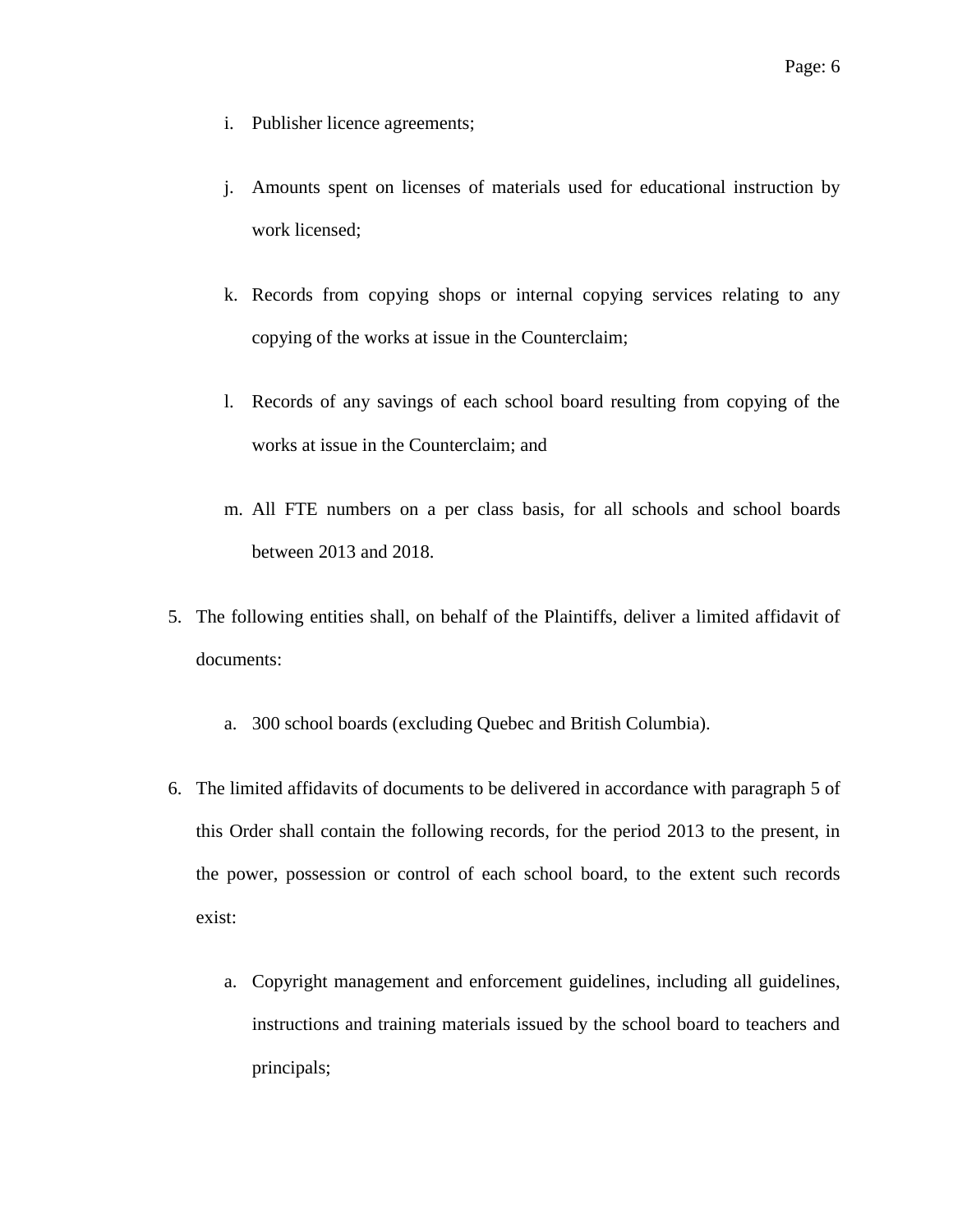i. Publisher licence agreements;

j. Amounts spent on licenses of materials used for educational instruction by work licensed;

k. Records from copying shops or internal copying services relating to any copying of the works at issue in the Counterclaim;

l. Records of any savings of each school board resulting from copying of the works at issue in the Counterclaim; and

m. All FTE numbers on a per class basis, for all schools and school boards between 2013 and 2018.

5. The following entities shall, on behalf of the Plaintiffs, deliver a limited affidavit of documents:

    a. 300 school boards (excluding Quebec and British Columbia).

6. The limited affidavits of documents to be delivered in accordance with paragraph 5 of this Order shall contain the following records, for the period 2013 to the present, in the power, possession or control of each school board, to the extent such records exist:

    a. Copyright management and enforcement guidelines, including all guidelines, instructions and training materials issued by the school board to teachers and principals;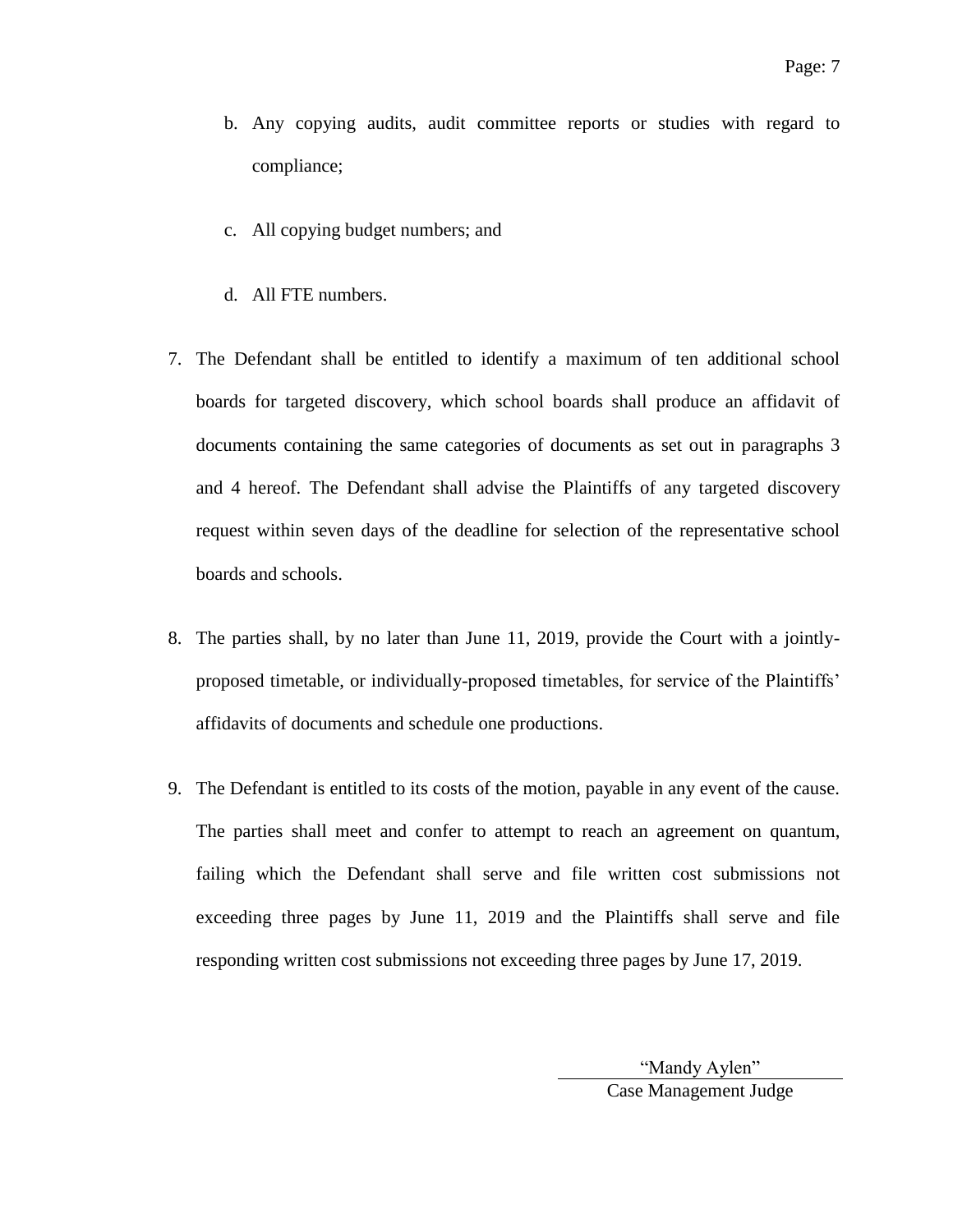b. Any copying audits, audit committee reports or studies with regard to compliance;

c. All copying budget numbers; and

d. All FTE numbers.

7. The Defendant shall be entitled to identify a maximum of ten additional school boards for targeted discovery, which school boards shall produce an affidavit of documents containing the same categories of documents as set out in paragraphs 3 and 4 hereof. The Defendant shall advise the Plaintiffs of any targeted discovery request within seven days of the deadline for selection of the representative school boards and schools.

8. The parties shall, by no later than June 11, 2019, provide the Court with a jointly-proposed timetable, or individually-proposed timetables, for service of the Plaintiffs' affidavits of documents and schedule one productions.

9. The Defendant is entitled to its costs of the motion, payable in any event of the cause. The parties shall meet and confer to attempt to reach an agreement on quantum, failing which the Defendant shall serve and file written cost submissions not exceeding three pages by June 11, 2019 and the Plaintiffs shall serve and file responding written cost submissions not exceeding three pages by June 17, 2019.

"Mandy Aylen"
Case Management Judge